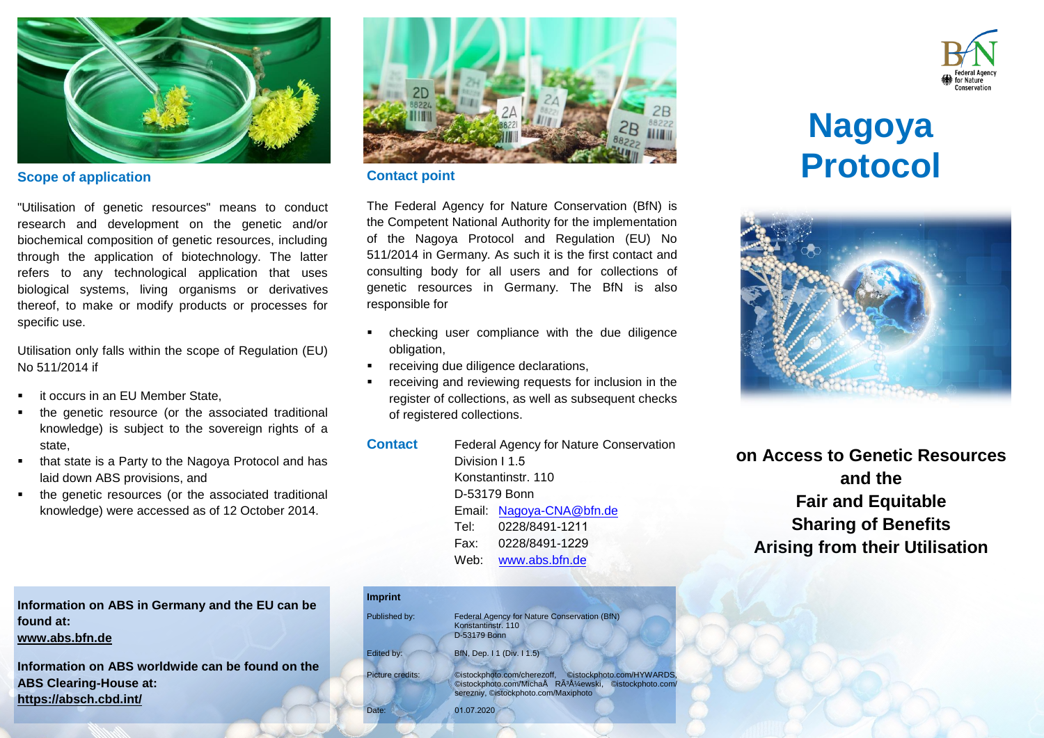## Scope of application

"Utilisation of genetic resources" means to conduct research and development on the genetic and/or biochemical composition of genetic resources, including through the application of biotechnology. The latter refers to any technological application that uses biological systems, living organisms or derivatives thereof, to make or modify products or processes for specific use.

Utilisation only falls within the scope of Regulation (EU) No 511/2014 if

- it occurs in an EU Member State,
- the genetic resource (or the associated traditional knowledge) is subject to the sovereign rights of a state,
- that state is a Party to the Nagoya Protocol and has laid down ABS provisions, and
- the genetic resources (or the associated traditional knowledge) were accessed as of 12 October 2014.

**Information on ABS in Germany and the EU can be found at:**
**www.abs.bfn.de**

**Information on ABS worldwide can be found on the ABS Clearing-House at:**
**https://absch.cbd.int/**

## Contact point

The Federal Agency for Nature Conservation (BfN) is the Competent National Authority for the implementation of the Nagoya Protocol and Regulation (EU) No 511/2014 in Germany. As such it is the first contact and consulting body for all users and for collections of genetic resources in Germany. The BfN is also responsible for

- checking user compliance with the due diligence obligation,
- receiving due diligence declarations,
- receiving and reviewing requests for inclusion in the register of collections, as well as subsequent checks of registered collections.

**Contact**

Federal Agency for Nature Conservation
Division I 1.5
Konstantinstr. 110
D-53179 Bonn
Email: Nagoya-CNA@bfn.de
Tel: 0228/8491-1211
Fax: 0228/8491-1229
Web: www.abs.bfn.de

**Imprint**

Published by: Federal Agency for Nature Conservation (BfN), Konstantinstr. 110, D-53179 Bonn

Edited by: BfN, Dep. I 1 (Div. I 1.5)

Picture credits: ©istockphoto.com/cherezoff, ©istockphoto.com/HYWARDS, ©istockphoto.com/MichaÅ RÃ³Å¼ewski, ©istockphoto.com/serezniy, ©istockphoto.com/Maxiphoto

Date: 01.07.2020

BfN Federal Agency for Nature Conservation

# Nagoya Protocol

**on Access to Genetic Resources and the Fair and Equitable Sharing of Benefits Arising from their Utilisation**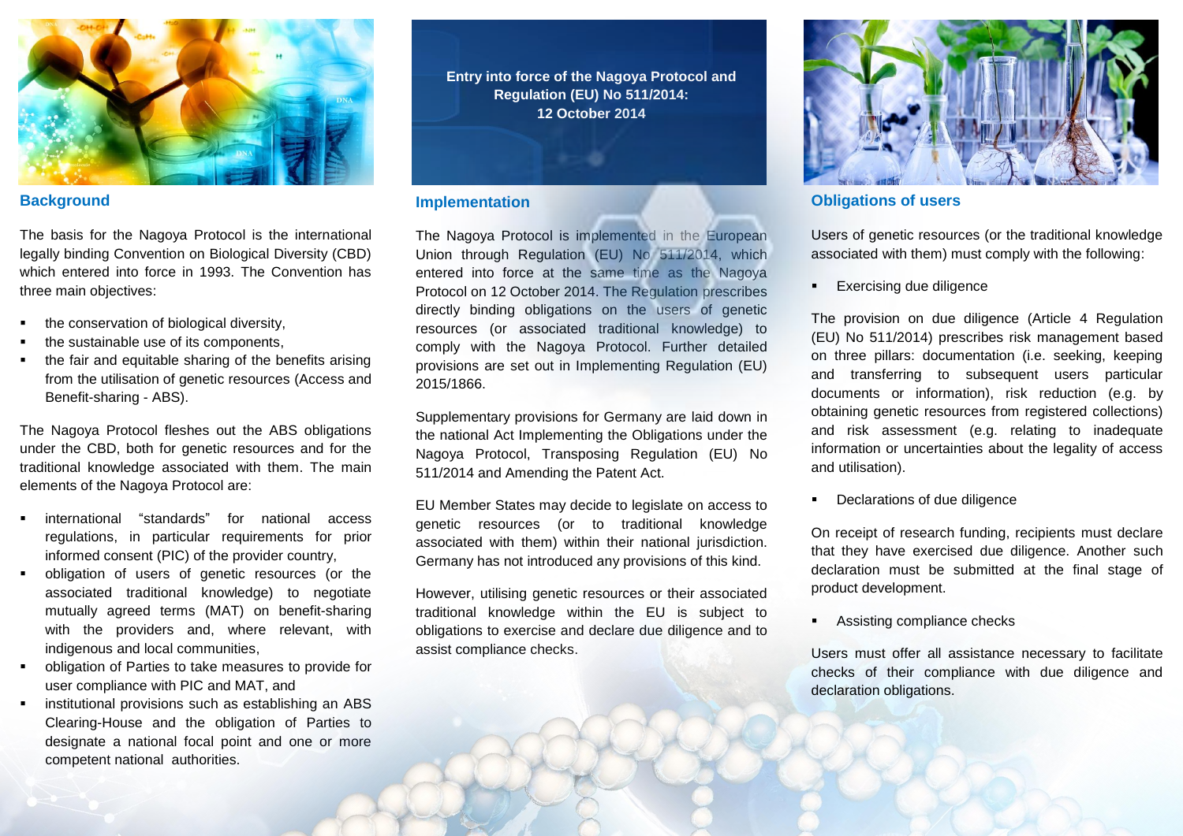## Background

The basis for the Nagoya Protocol is the international legally binding Convention on Biological Diversity (CBD) which entered into force in 1993. The Convention has three main objectives:

- the conservation of biological diversity,
- the sustainable use of its components,
- the fair and equitable sharing of the benefits arising from the utilisation of genetic resources (Access and Benefit-sharing - ABS).

The Nagoya Protocol fleshes out the ABS obligations under the CBD, both for genetic resources and for the traditional knowledge associated with them. The main elements of the Nagoya Protocol are:

- international "standards" for national access regulations, in particular requirements for prior informed consent (PIC) of the provider country,
- obligation of users of genetic resources (or the associated traditional knowledge) to negotiate mutually agreed terms (MAT) on benefit-sharing with the providers and, where relevant, with indigenous and local communities,
- obligation of Parties to take measures to provide for user compliance with PIC and MAT, and
- institutional provisions such as establishing an ABS Clearing-House and the obligation of Parties to designate a national focal point and one or more competent national authorities.

**Entry into force of the Nagoya Protocol and Regulation (EU) No 511/2014: 12 October 2014**

## Implementation

The Nagoya Protocol is implemented in the European Union through Regulation (EU) No 511/2014, which entered into force at the same time as the Nagoya Protocol on 12 October 2014. The Regulation prescribes directly binding obligations on the users of genetic resources (or associated traditional knowledge) to comply with the Nagoya Protocol. Further detailed provisions are set out in Implementing Regulation (EU) 2015/1866.

Supplementary provisions for Germany are laid down in the national Act Implementing the Obligations under the Nagoya Protocol, Transposing Regulation (EU) No 511/2014 and Amending the Patent Act.

EU Member States may decide to legislate on access to genetic resources (or to traditional knowledge associated with them) within their national jurisdiction. Germany has not introduced any provisions of this kind.

However, utilising genetic resources or their associated traditional knowledge within the EU is subject to obligations to exercise and declare due diligence and to assist compliance checks.

## Obligations of users

Users of genetic resources (or the traditional knowledge associated with them) must comply with the following:

- Exercising due diligence

The provision on due diligence (Article 4 Regulation (EU) No 511/2014) prescribes risk management based on three pillars: documentation (i.e. seeking, keeping and transferring to subsequent users particular documents or information), risk reduction (e.g. by obtaining genetic resources from registered collections) and risk assessment (e.g. relating to inadequate information or uncertainties about the legality of access and utilisation).

- Declarations of due diligence

On receipt of research funding, recipients must declare that they have exercised due diligence. Another such declaration must be submitted at the final stage of product development.

- Assisting compliance checks

Users must offer all assistance necessary to facilitate checks of their compliance with due diligence and declaration obligations.